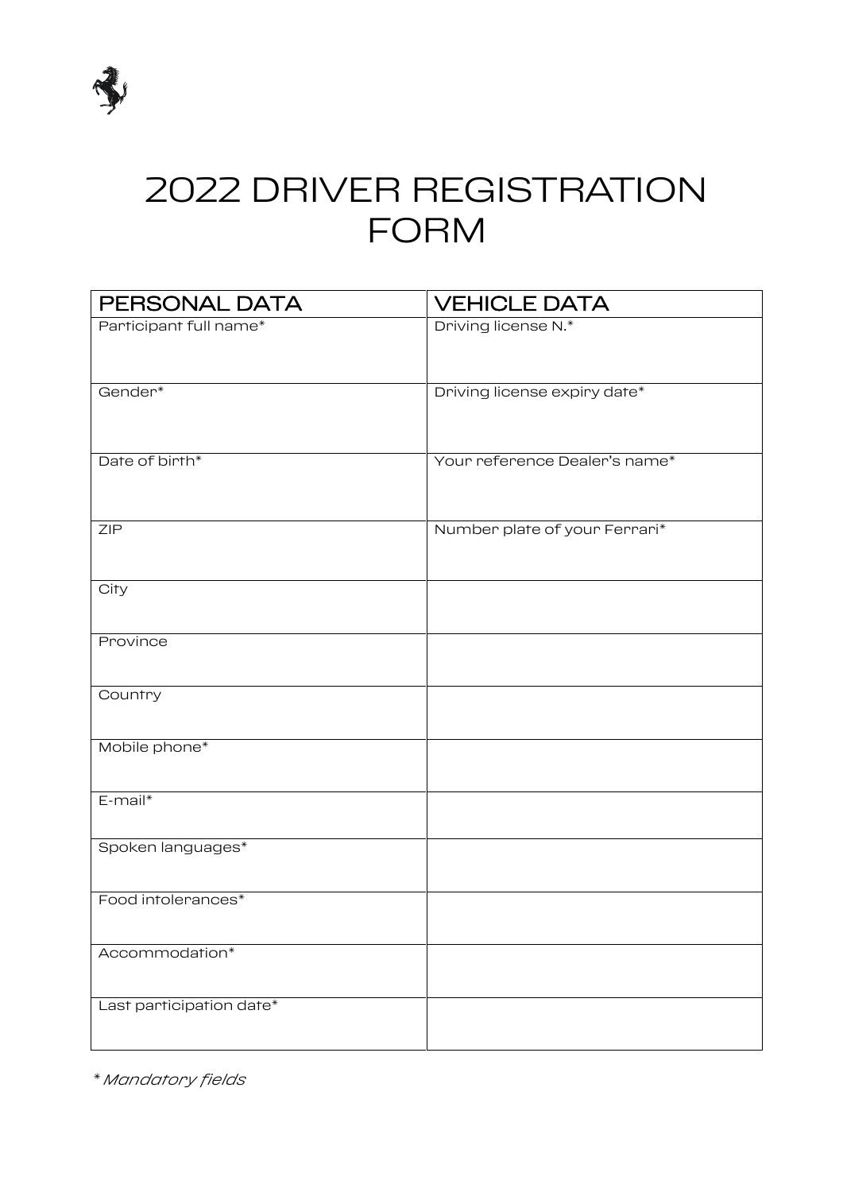# 2022 DRIVER REGISTRATION FORM

| PERSONAL DATA | VEHICLE DATA |
|---|---|
| Participant full name* | Driving license N.* |
| Gender* | Driving license expiry date* |
| Date of birth* | Your reference Dealer's name* |
| ZIP | Number plate of your Ferrari* |
| City | |
| Province | |
| Country | |
| Mobile phone* | |
| E-mail* | |
| Spoken languages* | |
| Food intolerances* | |
| Accommodation* | |
| Last participation date* | |

*\* Mandatory fields*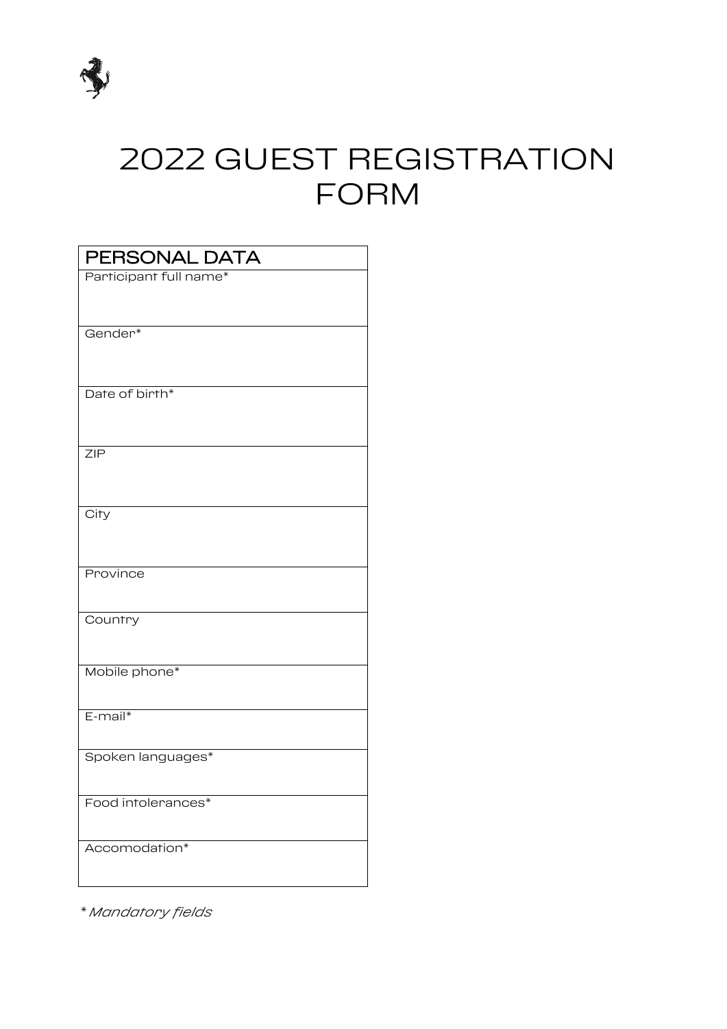# 2022 GUEST REGISTRATION FORM

| PERSONAL DATA |
| --- |
| Participant full name* |
| Gender* |
| Date of birth* |
| ZIP |
| City |
| Province |
| Country |
| Mobile phone* |
| E-mail* |
| Spoken languages* |
| Food intolerances* |
| Accomodation* |

*\* Mandatory fields*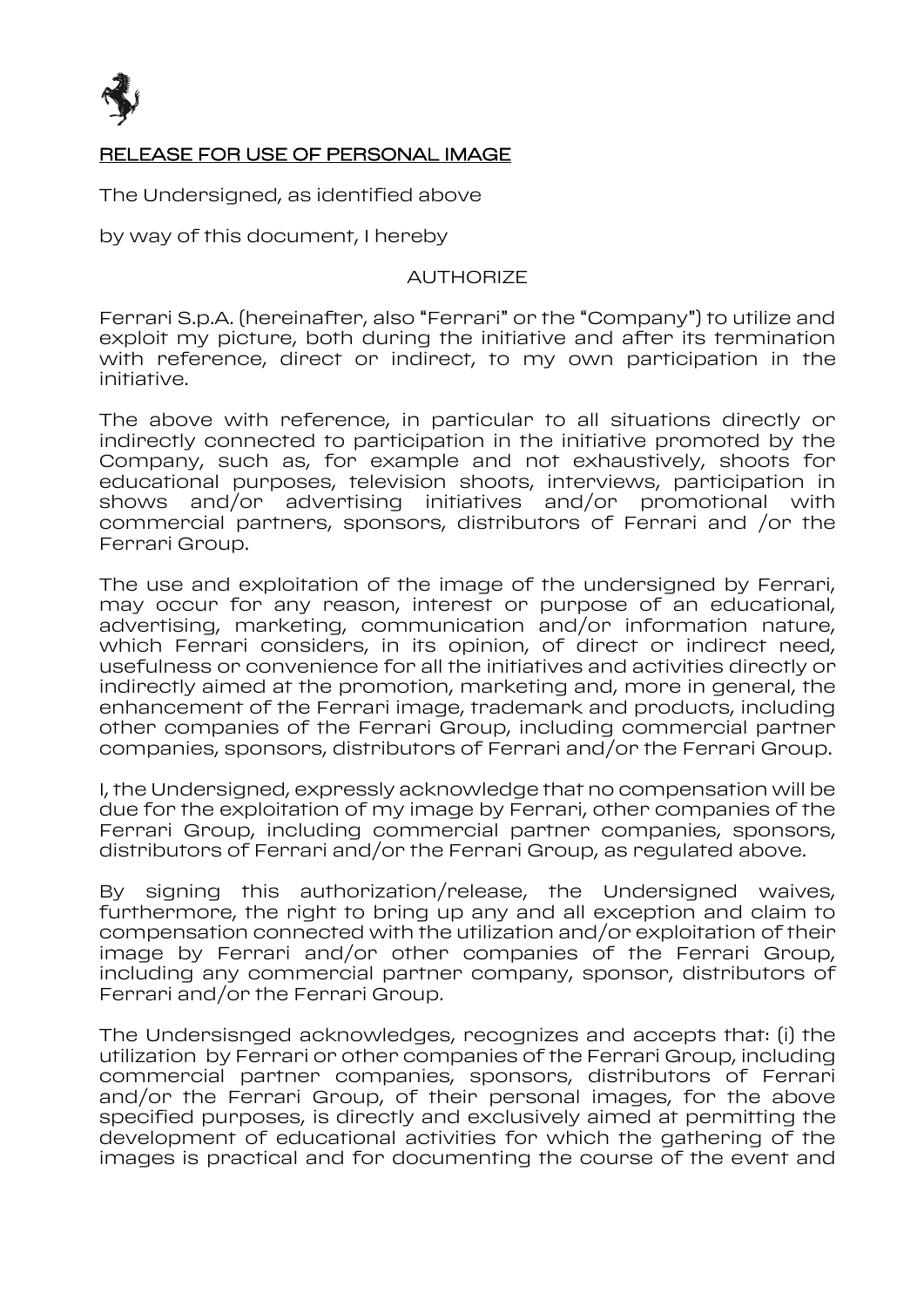## RELEASE FOR USE OF PERSONAL IMAGE

The Undersigned, as identified above

by way of this document, I hereby

AUTHORIZE

Ferrari S.p.A. (hereinafter, also "Ferrari" or the "Company") to utilize and exploit my picture, both during the initiative and after its termination with reference, direct or indirect, to my own participation in the initiative.

The above with reference, in particular to all situations directly or indirectly connected to participation in the initiative promoted by the Company, such as, for example and not exhaustively, shoots for educational purposes, television shoots, interviews, participation in shows and/or advertising initiatives and/or promotional with commercial partners, sponsors, distributors of Ferrari and /or the Ferrari Group.

The use and exploitation of the image of the undersigned by Ferrari, may occur for any reason, interest or purpose of an educational, advertising, marketing, communication and/or information nature, which Ferrari considers, in its opinion, of direct or indirect need, usefulness or convenience for all the initiatives and activities directly or indirectly aimed at the promotion, marketing and, more in general, the enhancement of the Ferrari image, trademark and products, including other companies of the Ferrari Group, including commercial partner companies, sponsors, distributors of Ferrari and/or the Ferrari Group.

I, the Undersigned, expressly acknowledge that no compensation will be due for the exploitation of my image by Ferrari, other companies of the Ferrari Group, including commercial partner companies, sponsors, distributors of Ferrari and/or the Ferrari Group, as regulated above.

By signing this authorization/release, the Undersigned waives, furthermore, the right to bring up any and all exception and claim to compensation connected with the utilization and/or exploitation of their image by Ferrari and/or other companies of the Ferrari Group, including any commercial partner company, sponsor, distributors of Ferrari and/or the Ferrari Group.

The Undersisnged acknowledges, recognizes and accepts that: (i) the utilization by Ferrari or other companies of the Ferrari Group, including commercial partner companies, sponsors, distributors of Ferrari and/or the Ferrari Group, of their personal images, for the above specified purposes, is directly and exclusively aimed at permitting the development of educational activities for which the gathering of the images is practical and for documenting the course of the event and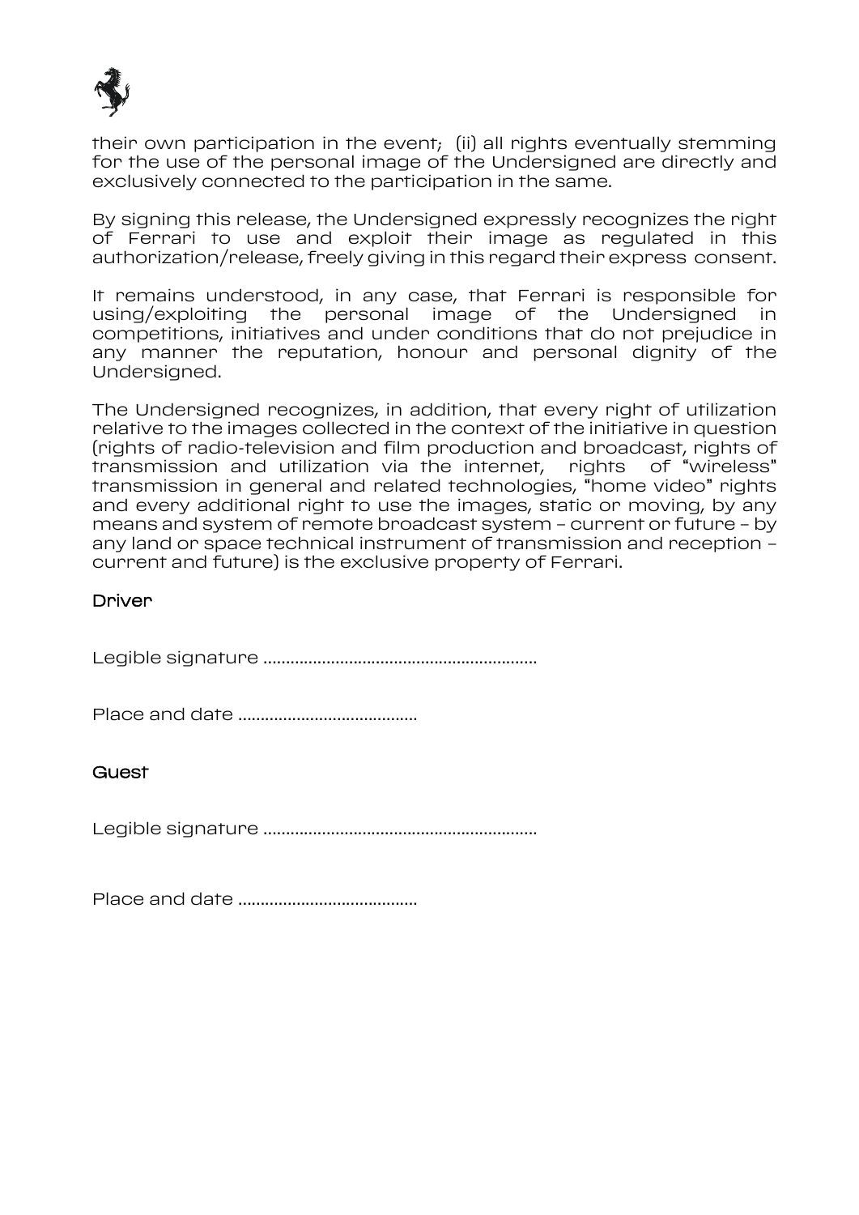their own participation in the event; (ii) all rights eventually stemming for the use of the personal image of the Undersigned are directly and exclusively connected to the participation in the same.

By signing this release, the Undersigned expressly recognizes the right of Ferrari to use and exploit their image as regulated in this authorization/release, freely giving in this regard their express consent.

It remains understood, in any case, that Ferrari is responsible for using/exploiting the personal image of the Undersigned in competitions, initiatives and under conditions that do not prejudice in any manner the reputation, honour and personal dignity of the Undersigned.

The Undersigned recognizes, in addition, that every right of utilization relative to the images collected in the context of the initiative in question (rights of radio-television and film production and broadcast, rights of transmission and utilization via the internet, rights of "wireless" transmission in general and related technologies, "home video" rights and every additional right to use the images, static or moving, by any means and system of remote broadcast system – current or future – by any land or space technical instrument of transmission and reception – current and future) is the exclusive property of Ferrari.

**Driver**

Legible signature ............................................................

Place and date .......................................

**Guest**

Legible signature ............................................................

Place and date .......................................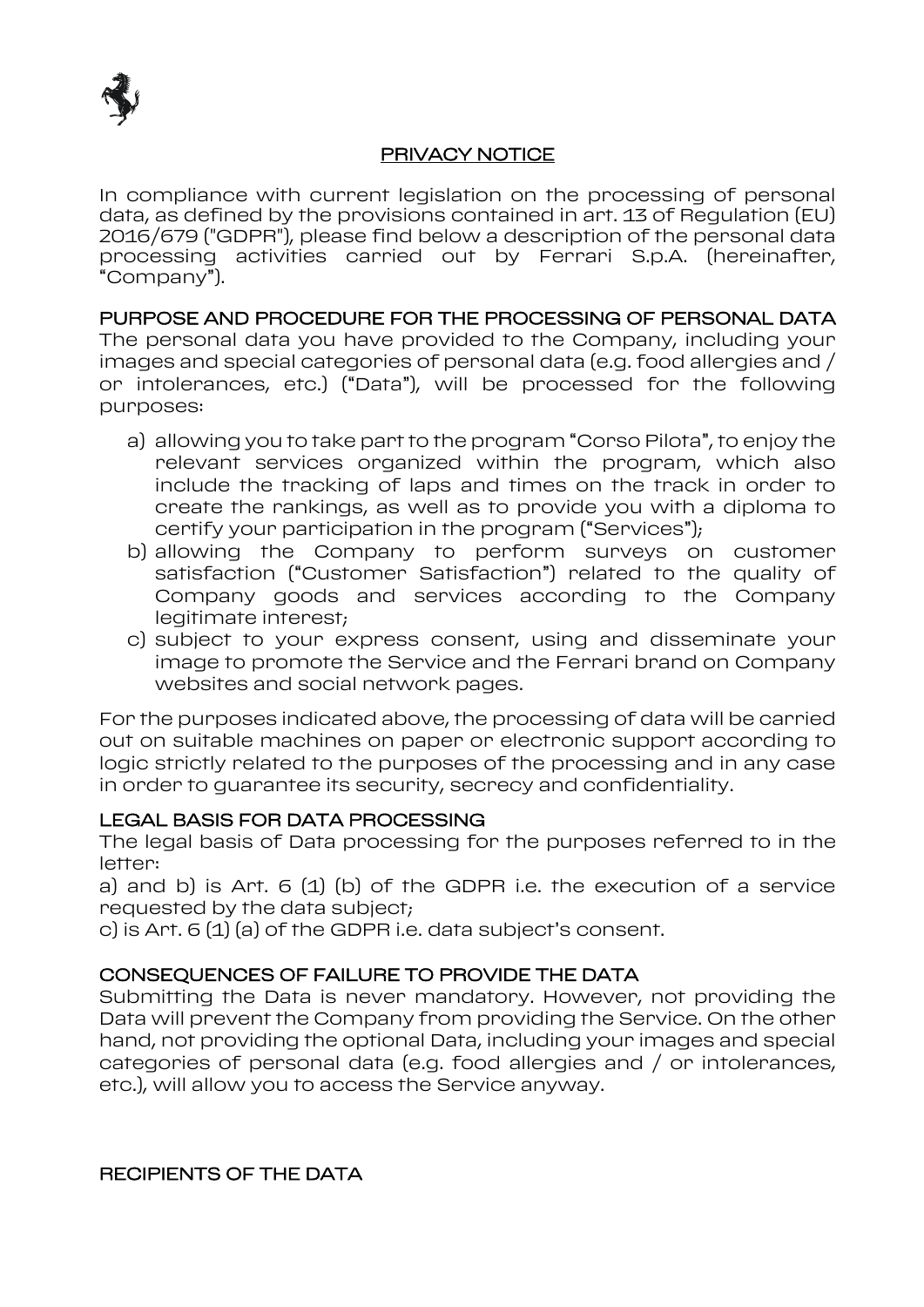## PRIVACY NOTICE

In compliance with current legislation on the processing of personal data, as defined by the provisions contained in art. 13 of Regulation (EU) 2016/679 ("GDPR"), please find below a description of the personal data processing activities carried out by Ferrari S.p.A. (hereinafter, "Company").

### PURPOSE AND PROCEDURE FOR THE PROCESSING OF PERSONAL DATA

The personal data you have provided to the Company, including your images and special categories of personal data (e.g. food allergies and / or intolerances, etc.) ("Data"), will be processed for the following purposes:

a) allowing you to take part to the program "Corso Pilota", to enjoy the relevant services organized within the program, which also include the tracking of laps and times on the track in order to create the rankings, as well as to provide you with a diploma to certify your participation in the program ("Services");
b) allowing the Company to perform surveys on customer satisfaction ("Customer Satisfaction") related to the quality of Company goods and services according to the Company legitimate interest;
c) subject to your express consent, using and disseminate your image to promote the Service and the Ferrari brand on Company websites and social network pages.

For the purposes indicated above, the processing of data will be carried out on suitable machines on paper or electronic support according to logic strictly related to the purposes of the processing and in any case in order to guarantee its security, secrecy and confidentiality.

### LEGAL BASIS FOR DATA PROCESSING

The legal basis of Data processing for the purposes referred to in the letter:

a) and b) is Art. 6 (1) (b) of the GDPR i.e. the execution of a service requested by the data subject;

c) is Art. 6 (1) (a) of the GDPR i.e. data subject's consent.

### CONSEQUENCES OF FAILURE TO PROVIDE THE DATA

Submitting the Data is never mandatory. However, not providing the Data will prevent the Company from providing the Service. On the other hand, not providing the optional Data, including your images and special categories of personal data (e.g. food allergies and / or intolerances, etc.), will allow you to access the Service anyway.

### RECIPIENTS OF THE DATA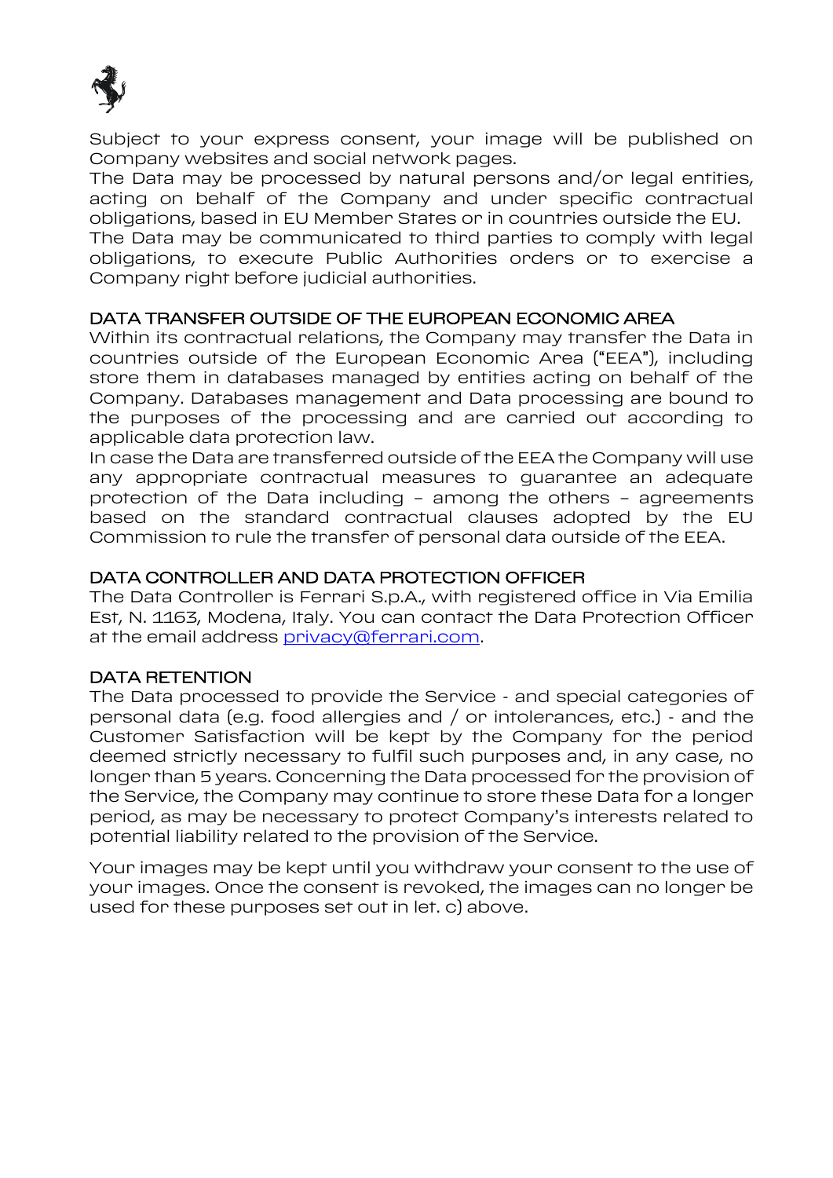Subject to your express consent, your image will be published on Company websites and social network pages.
The Data may be processed by natural persons and/or legal entities, acting on behalf of the Company and under specific contractual obligations, based in EU Member States or in countries outside the EU.
The Data may be communicated to third parties to comply with legal obligations, to execute Public Authorities orders or to exercise a Company right before judicial authorities.

## DATA TRANSFER OUTSIDE OF THE EUROPEAN ECONOMIC AREA

Within its contractual relations, the Company may transfer the Data in countries outside of the European Economic Area ("EEA"), including store them in databases managed by entities acting on behalf of the Company. Databases management and Data processing are bound to the purposes of the processing and are carried out according to applicable data protection law.
In case the Data are transferred outside of the EEA the Company will use any appropriate contractual measures to guarantee an adequate protection of the Data including – among the others – agreements based on the standard contractual clauses adopted by the EU Commission to rule the transfer of personal data outside of the EEA.

## DATA CONTROLLER AND DATA PROTECTION OFFICER

The Data Controller is Ferrari S.p.A., with registered office in Via Emilia Est, N. 1163, Modena, Italy. You can contact the Data Protection Officer at the email address privacy@ferrari.com.

## DATA RETENTION

The Data processed to provide the Service - and special categories of personal data (e.g. food allergies and / or intolerances, etc.) - and the Customer Satisfaction will be kept by the Company for the period deemed strictly necessary to fulfil such purposes and, in any case, no longer than 5 years. Concerning the Data processed for the provision of the Service, the Company may continue to store these Data for a longer period, as may be necessary to protect Company's interests related to potential liability related to the provision of the Service.

Your images may be kept until you withdraw your consent to the use of your images. Once the consent is revoked, the images can no longer be used for these purposes set out in let. c) above.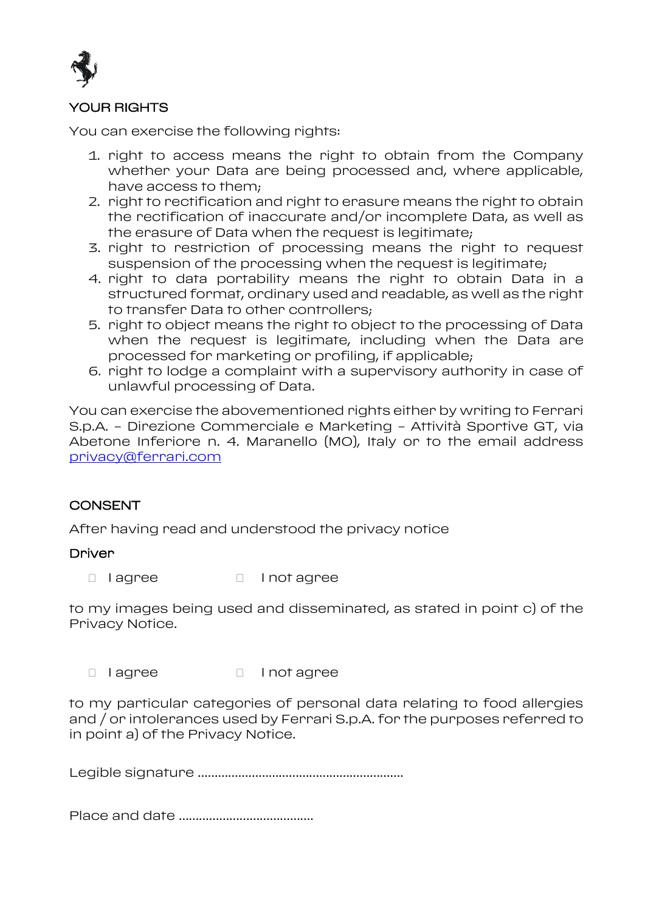## YOUR RIGHTS

You can exercise the following rights:

1. right to access means the right to obtain from the Company whether your Data are being processed and, where applicable, have access to them;
2. right to rectification and right to erasure means the right to obtain the rectification of inaccurate and/or incomplete Data, as well as the erasure of Data when the request is legitimate;
3. right to restriction of processing means the right to request suspension of the processing when the request is legitimate;
4. right to data portability means the right to obtain Data in a structured format, ordinary used and readable, as well as the right to transfer Data to other controllers;
5. right to object means the right to object to the processing of Data when the request is legitimate, including when the Data are processed for marketing or profiling, if applicable;
6. right to lodge a complaint with a supervisory authority in case of unlawful processing of Data.

You can exercise the abovementioned rights either by writing to Ferrari S.p.A. – Direzione Commerciale e Marketing – Attività Sportive GT, via Abetone Inferiore n. 4. Maranello (MO), Italy or to the email address privacy@ferrari.com

## CONSENT

After having read and understood the privacy notice

**Driver**

☐ I agree ☐ I not agree

to my images being used and disseminated, as stated in point c) of the Privacy Notice.

☐ I agree ☐ I not agree

to my particular categories of personal data relating to food allergies and / or intolerances used by Ferrari S.p.A. for the purposes referred to in point a) of the Privacy Notice.

Legible signature ............................................................

Place and date .......................................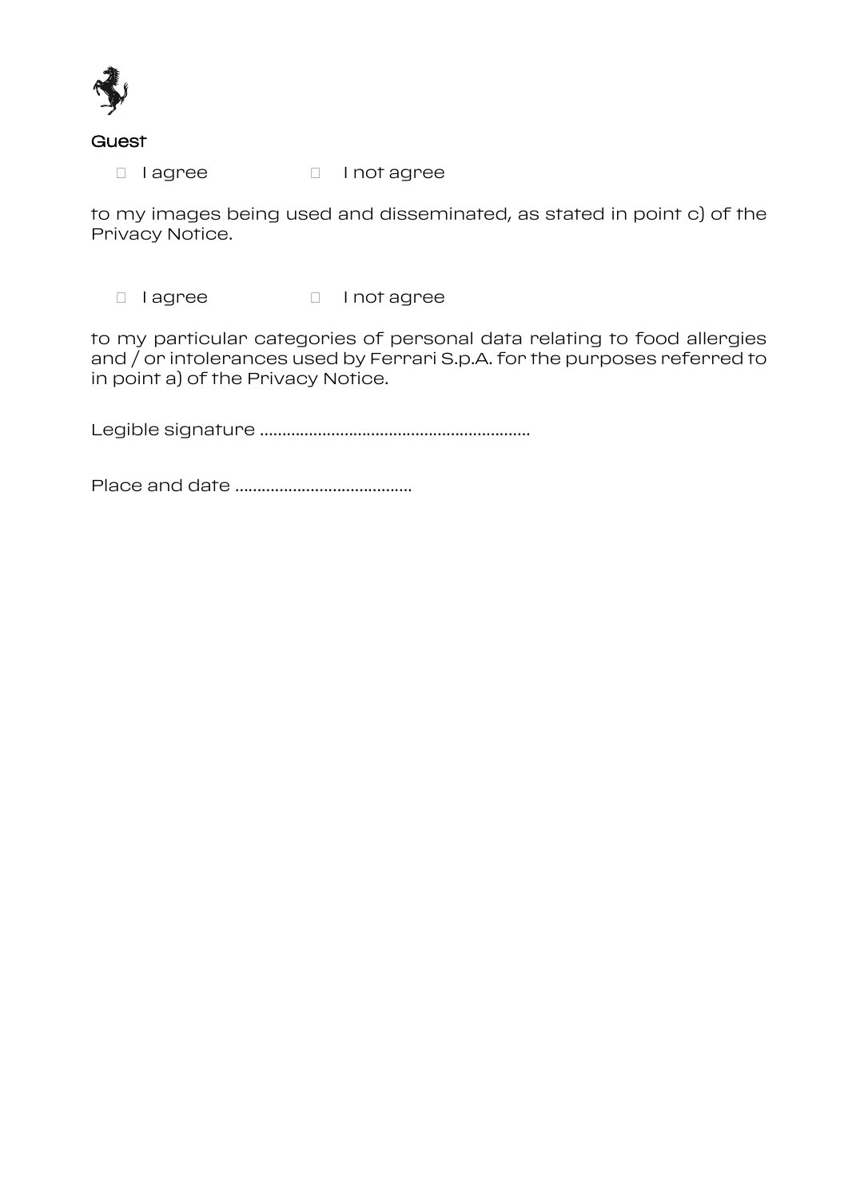**Guest**

☐ I agree ☐ I not agree

to my images being used and disseminated, as stated in point c) of the Privacy Notice.

☐ I agree ☐ I not agree

to my particular categories of personal data relating to food allergies and / or intolerances used by Ferrari S.p.A. for the purposes referred to in point a) of the Privacy Notice.

Legible signature ............................................................

Place and date .......................................